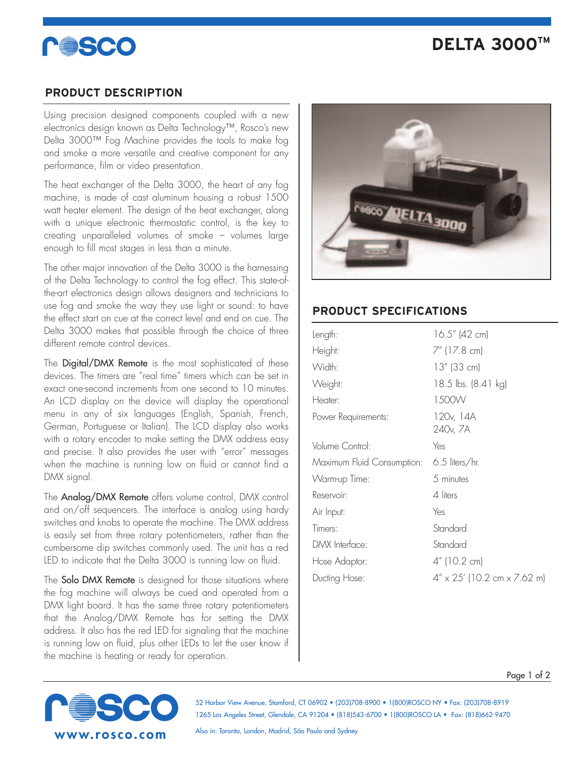# DELTA 3000™

## PRODUCT DESCRIPTION

Using precision designed components coupled with a new electronics design known as Delta Technology™, Rosco's new Delta 3000™ Fog Machine provides the tools to make fog and smoke a more versatile and creative component for any performance, film or video presentation.

The heat exchanger of the Delta 3000, the heart of any fog machine, is made of cast aluminum housing a robust 1500 watt heater element. The design of the heat exchanger, along with a unique electronic thermostatic control, is the key to creating unparalleled volumes of smoke – volumes large enough to fill most stages in less than a minute.

The other major innovation of the Delta 3000 is the harnessing of the Delta Technology to control the fog effect. This state-of-the-art electronics design allows designers and technicians to use fog and smoke the way they use light or sound: to have the effect start on cue at the correct level and end on cue. The Delta 3000 makes that possible through the choice of three different remote control devices.

The **Digital/DMX Remote** is the most sophisticated of these devices. The timers are "real time" timers which can be set in exact one-second increments from one second to 10 minutes. An LCD display on the device will display the operational menu in any of six languages (English, Spanish, French, German, Portuguese or Italian). The LCD display also works with a rotary encoder to make setting the DMX address easy and precise. It also provides the user with "error" messages when the machine is running low on fluid or cannot find a DMX signal.

The **Analog/DMX Remote** offers volume control, DMX control and on/off sequencers. The interface is analog using hardy switches and knobs to operate the machine. The DMX address is easily set from three rotary potentiometers, rather than the cumbersome dip switches commonly used. The unit has a red LED to indicate that the Delta 3000 is running low on fluid.

The **Solo DMX Remote** is designed for those situations where the fog machine will always be cued and operated from a DMX light board. It has the same three rotary potentiometers that the Analog/DMX Remote has for setting the DMX address. It also has the red LED for signaling that the machine is running low on fluid, plus other LEDs to let the user know if the machine is heating or ready for operation.

## PRODUCT SPECIFICATIONS

| | |
|---|---|
| Length: | 16.5" (42 cm) |
| Height: | 7" (17.8 cm) |
| Width: | 13" (33 cm) |
| Weight: | 18.5 lbs. (8.41 kg) |
| Heater: | 1500W |
| Power Requirements: | 120v, 14A<br>240v, 7A |
| Volume Control: | Yes |
| Maximum Fluid Consumption: | 6.5 liters/hr. |
| Warm-up Time: | 5 minutes |
| Reservoir: | 4 liters |
| Air Input: | Yes |
| Timers: | Standard |
| DMX Interface: | Standard |
| Hose Adaptor: | 4" (10.2 cm) |
| Ducting Hose: | 4" x 25' (10.2 cm x 7.62 m) |

52 Harbor View Avenue, Stamford, CT 06902 • (203)708-8900 • 1(800)ROSCO NY • Fax: (203)708-8919
1265 Los Angeles Street, Glendale, CA 91204 • (818)543-6700 • 1(800)ROSCO LA • Fax: (818)662-9470
Also in: Toronto, London, Madrid, São Paulo and Sydney

www.rosco.com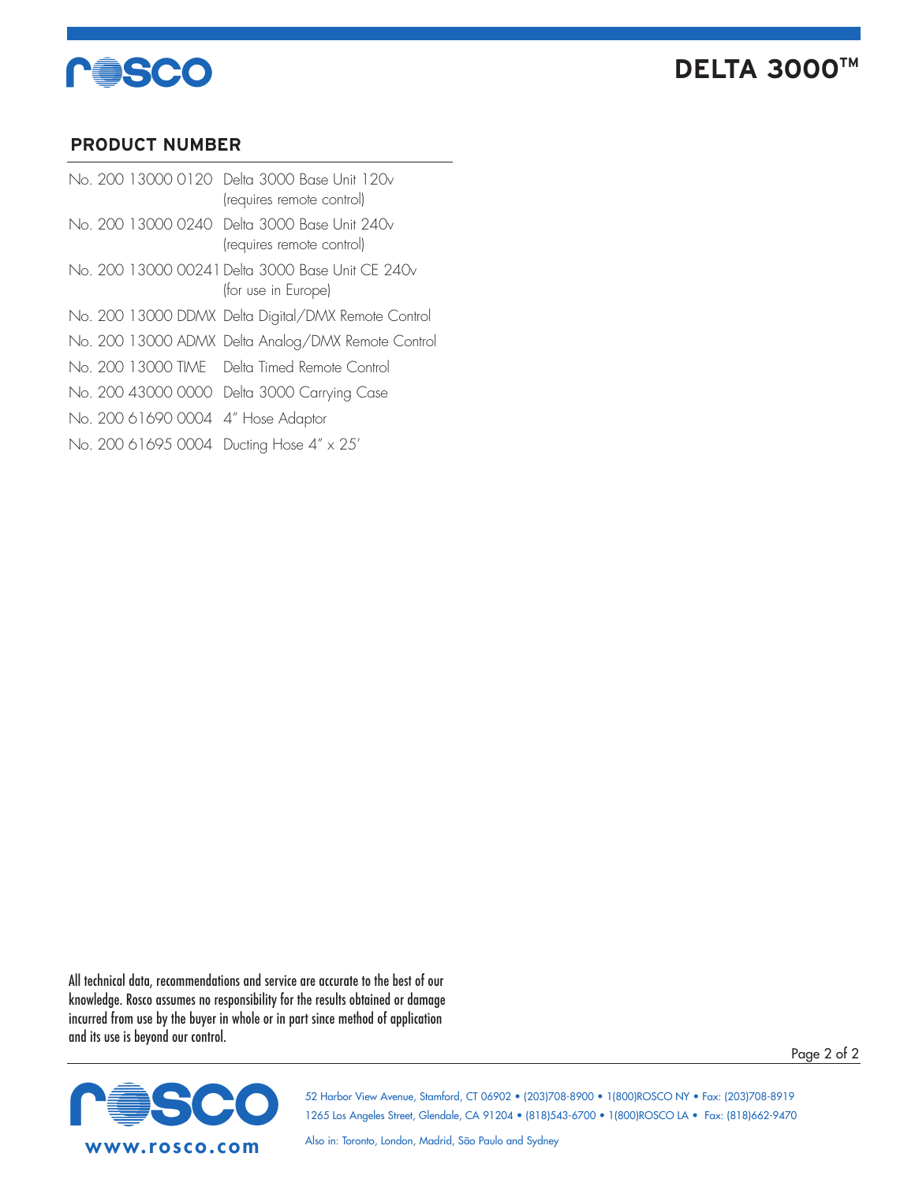# DELTA 3000™

## PRODUCT NUMBER

| | |
|---|---|
| No. 200 13000 0120 | Delta 3000 Base Unit 120v (requires remote control) |
| No. 200 13000 0240 | Delta 3000 Base Unit 240v (requires remote control) |
| No. 200 13000 00241 | Delta 3000 Base Unit CE 240v (for use in Europe) |
| No. 200 13000 DDMX | Delta Digital/DMX Remote Control |
| No. 200 13000 ADMX | Delta Analog/DMX Remote Control |
| No. 200 13000 TIME | Delta Timed Remote Control |
| No. 200 43000 0000 | Delta 3000 Carrying Case |
| No. 200 61690 0004 | 4" Hose Adaptor |
| No. 200 61695 0004 | Ducting Hose 4" x 25' |

All technical data, recommendations and service are accurate to the best of our knowledge. Rosco assumes no responsibility for the results obtained or damage incurred from use by the buyer in whole or in part since method of application and its use is beyond our control.

rosco

www.rosco.com

52 Harbor View Avenue, Stamford, CT 06902 • (203)708-8900 • 1(800)ROSCO NY • Fax: (203)708-8919
1265 Los Angeles Street, Glendale, CA 91204 • (818)543-6700 • 1(800)ROSCO LA • Fax: (818)662-9470

Also in: Toronto, London, Madrid, São Paulo and Sydney